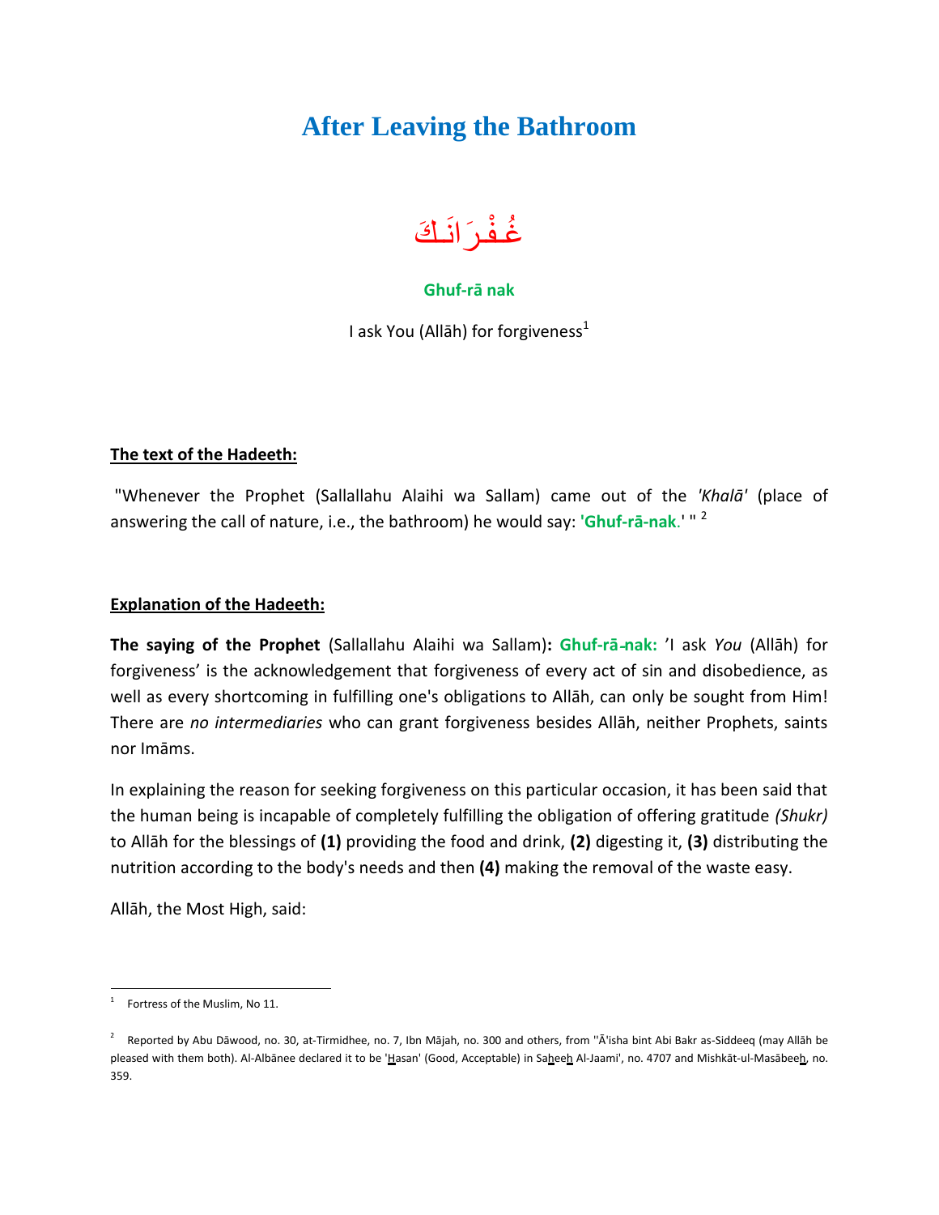# After Leaving the Bathroom

غُفْرَانَكَ

**Ghuf-rā nak**

I ask You (Allāh) for forgiveness[1]

**The text of the Hadeeth:**

"Whenever the Prophet (Sallallahu Alaihi wa Sallam) came out of the *'Khalā'* (place of answering the call of nature, i.e., the bathroom) he would say: **'Ghuf-rā-nak.'** " [2]

**Explanation of the Hadeeth:**

**The saying of the Prophet** (Sallallahu Alaihi wa Sallam)**: Ghuf-rā-nak:** 'I ask *You* (Allāh) for forgiveness' is the acknowledgement that forgiveness of every act of sin and disobedience, as well as every shortcoming in fulfilling one's obligations to Allāh, can only be sought from Him! There are *no intermediaries* who can grant forgiveness besides Allāh, neither Prophets, saints nor Imāms.

In explaining the reason for seeking forgiveness on this particular occasion, it has been said that the human being is incapable of completely fulfilling the obligation of offering gratitude *(Shukr)* to Allāh for the blessings of **(1)** providing the food and drink, **(2)** digesting it, **(3)** distributing the nutrition according to the body's needs and then **(4)** making the removal of the waste easy.

Allāh, the Most High, said:

---

[1] Fortress of the Muslim, No 11.

[2] Reported by Abu Dāwood, no. 30, at-Tirmidhee, no. 7, Ibn Mājah, no. 300 and others, from 'Ā'isha bint Abi Bakr as-Siddeeq (may Allāh be pleased with them both). Al-Albānee declared it to be 'Hasan' (Good, Acceptable) in Saheeh Al-Jaami', no. 4707 and Mishkāt-ul-Masābeeh, no. 359.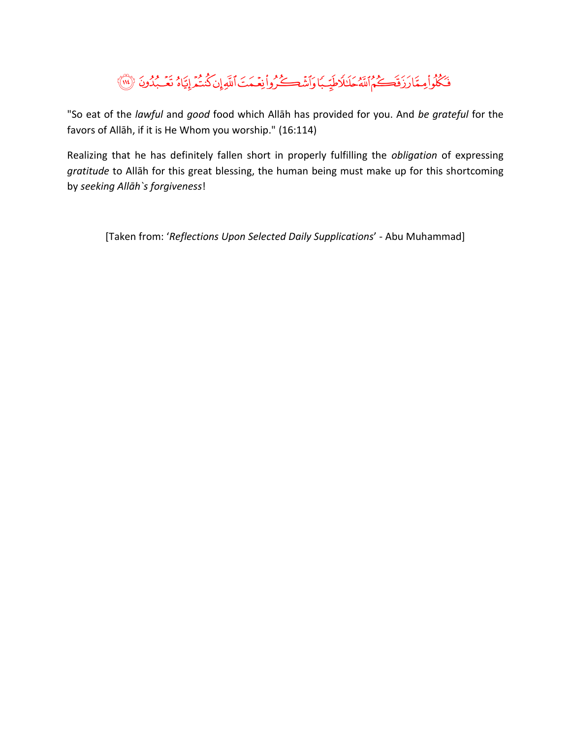فَكُلُوا۟ مِمَّا رَزَقَكُمُ ٱللَّهُ حَلَٰلًا طَيِّبًا وَٱشْكُرُوا۟ نِعْمَتَ ٱللَّهِ إِن كُنتُمْ إِيَّاهُ تَعْبُدُونَ ﴿١١٤﴾

"So eat of the *lawful* and *good* food which Allāh has provided for you. And *be grateful* for the favors of Allāh, if it is He Whom you worship." (16:114)

Realizing that he has definitely fallen short in properly fulfilling the *obligation* of expressing *gratitude* to Allāh for this great blessing, the human being must make up for this shortcoming by *seeking Allāh`s forgiveness*!

[Taken from: '*Reflections Upon Selected Daily Supplications*' - Abu Muhammad]